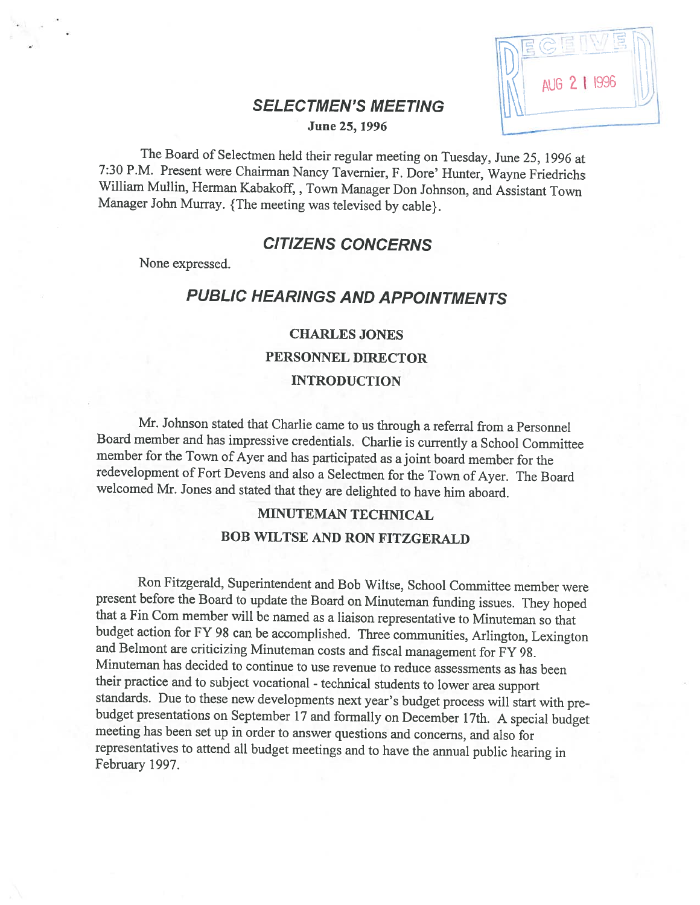RECEIVED
AUG 21 1996

# SELECTMEN'S MEETING

**June 25, 1996**

The Board of Selectmen held their regular meeting on Tuesday, June 25, 1996 at 7:30 P.M. Present were Chairman Nancy Tavernier, F. Dore' Hunter, Wayne Friedrichs William Mullin, Herman Kabakoff, , Town Manager Don Johnson, and Assistant Town Manager John Murray. {The meeting was televised by cable}.

## CITIZENS CONCERNS

None expressed.

## PUBLIC HEARINGS AND APPOINTMENTS

### CHARLES JONES
### PERSONNEL DIRECTOR
### INTRODUCTION

Mr. Johnson stated that Charlie came to us through a referral from a Personnel Board member and has impressive credentials. Charlie is currently a School Committee member for the Town of Ayer and has participated as a joint board member for the redevelopment of Fort Devens and also a Selectmen for the Town of Ayer. The Board welcomed Mr. Jones and stated that they are delighted to have him aboard.

### MINUTEMAN TECHNICAL
### BOB WILTSE AND RON FITZGERALD

Ron Fitzgerald, Superintendent and Bob Wiltse, School Committee member were present before the Board to update the Board on Minuteman funding issues. They hoped that a Fin Com member will be named as a liaison representative to Minuteman so that budget action for FY 98 can be accomplished. Three communities, Arlington, Lexington and Belmont are criticizing Minuteman costs and fiscal management for FY 98. Minuteman has decided to continue to use revenue to reduce assessments as has been their practice and to subject vocational - technical students to lower area support standards. Due to these new developments next year's budget process will start with pre-budget presentations on September 17 and formally on December 17th. A special budget meeting has been set up in order to answer questions and concerns, and also for representatives to attend all budget meetings and to have the annual public hearing in February 1997.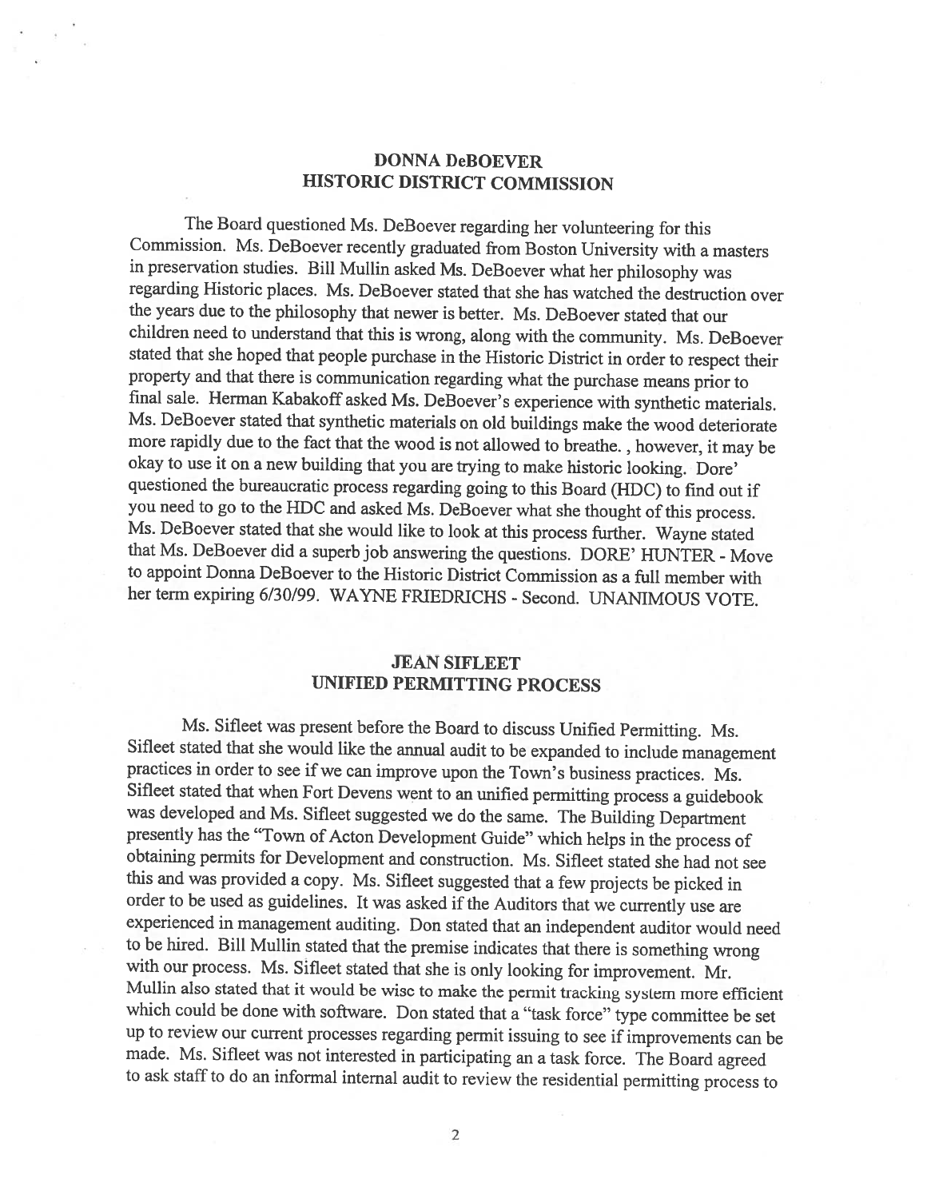## DONNA DeBOEVER
## HISTORIC DISTRICT COMMISSION

The Board questioned Ms. DeBoever regarding her volunteering for this Commission. Ms. DeBoever recently graduated from Boston University with a masters in preservation studies. Bill Mullin asked Ms. DeBoever what her philosophy was regarding Historic places. Ms. DeBoever stated that she has watched the destruction over the years due to the philosophy that newer is better. Ms. DeBoever stated that our children need to understand that this is wrong, along with the community. Ms. DeBoever stated that she hoped that people purchase in the Historic District in order to respect their property and that there is communication regarding what the purchase means prior to final sale. Herman Kabakoff asked Ms. DeBoever's experience with synthetic materials. Ms. DeBoever stated that synthetic materials on old buildings make the wood deteriorate more rapidly due to the fact that the wood is not allowed to breathe. , however, it may be okay to use it on a new building that you are trying to make historic looking. Dore' questioned the bureaucratic process regarding going to this Board (HDC) to find out if you need to go to the HDC and asked Ms. DeBoever what she thought of this process. Ms. DeBoever stated that she would like to look at this process further. Wayne stated that Ms. DeBoever did a superb job answering the questions. DORE' HUNTER - Move to appoint Donna DeBoever to the Historic District Commission as a full member with her term expiring 6/30/99. WAYNE FRIEDRICHS - Second. UNANIMOUS VOTE.

## JEAN SIFLEET
## UNIFIED PERMITTING PROCESS

Ms. Sifleet was present before the Board to discuss Unified Permitting. Ms. Sifleet stated that she would like the annual audit to be expanded to include management practices in order to see if we can improve upon the Town's business practices. Ms. Sifleet stated that when Fort Devens went to an unified permitting process a guidebook was developed and Ms. Sifleet suggested we do the same. The Building Department presently has the "Town of Acton Development Guide" which helps in the process of obtaining permits for Development and construction. Ms. Sifleet stated she had not see this and was provided a copy. Ms. Sifleet suggested that a few projects be picked in order to be used as guidelines. It was asked if the Auditors that we currently use are experienced in management auditing. Don stated that an independent auditor would need to be hired. Bill Mullin stated that the premise indicates that there is something wrong with our process. Ms. Sifleet stated that she is only looking for improvement. Mr. Mullin also stated that it would be wise to make the permit tracking system more efficient which could be done with software. Don stated that a "task force" type committee be set up to review our current processes regarding permit issuing to see if improvements can be made. Ms. Sifleet was not interested in participating an a task force. The Board agreed to ask staff to do an informal internal audit to review the residential permitting process to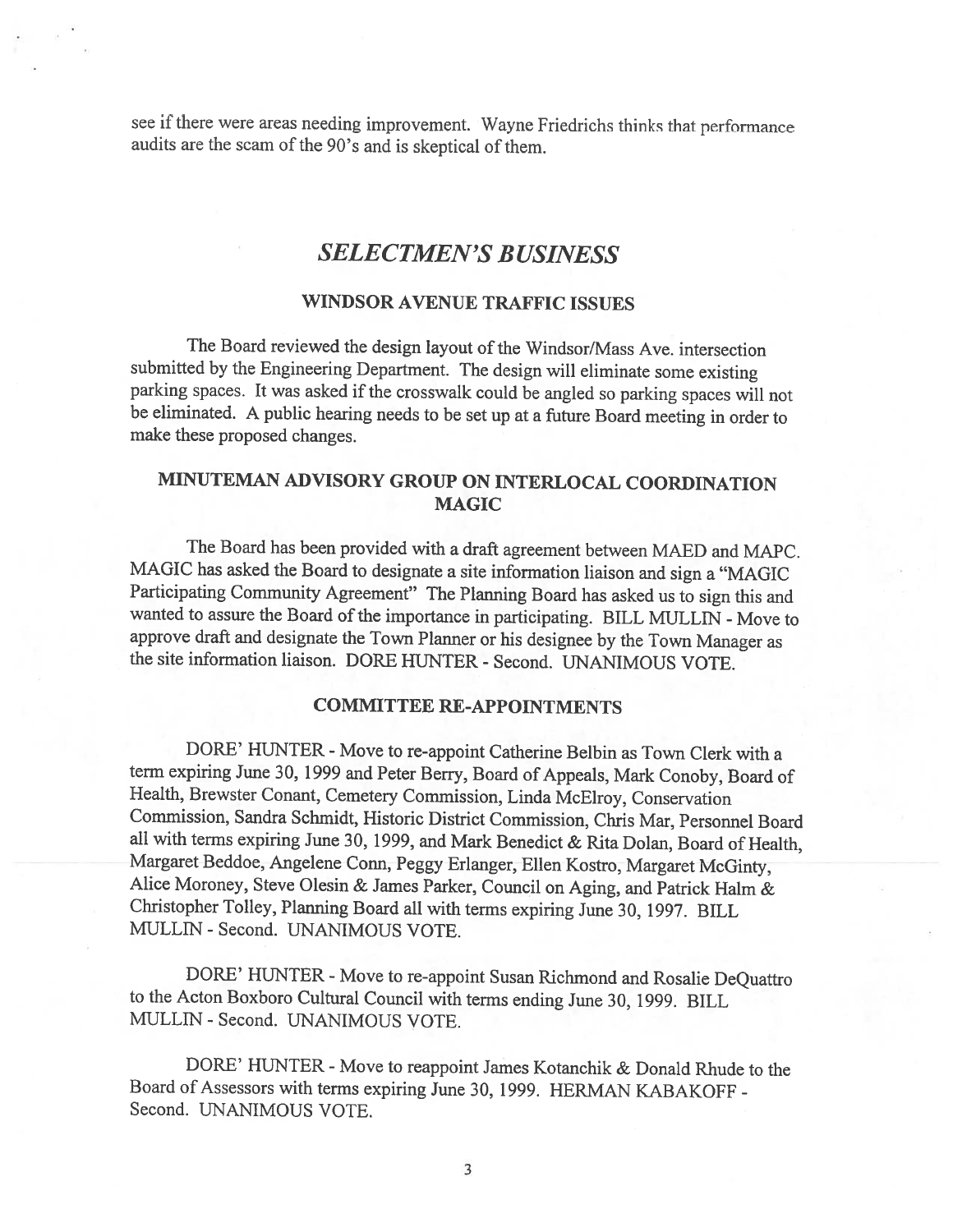see if there were areas needing improvement. Wayne Friedrichs thinks that performance audits are the scam of the 90's and is skeptical of them.

## *SELECTMEN'S BUSINESS*

### WINDSOR AVENUE TRAFFIC ISSUES

The Board reviewed the design layout of the Windsor/Mass Ave. intersection submitted by the Engineering Department. The design will eliminate some existing parking spaces. It was asked if the crosswalk could be angled so parking spaces will not be eliminated. A public hearing needs to be set up at a future Board meeting in order to make these proposed changes.

### MINUTEMAN ADVISORY GROUP ON INTERLOCAL COORDINATION MAGIC

The Board has been provided with a draft agreement between MAED and MAPC. MAGIC has asked the Board to designate a site information liaison and sign a "MAGIC Participating Community Agreement" The Planning Board has asked us to sign this and wanted to assure the Board of the importance in participating. BILL MULLIN - Move to approve draft and designate the Town Planner or his designee by the Town Manager as the site information liaison. DORE HUNTER - Second. UNANIMOUS VOTE.

### COMMITTEE RE-APPOINTMENTS

DORE' HUNTER - Move to re-appoint Catherine Belbin as Town Clerk with a term expiring June 30, 1999 and Peter Berry, Board of Appeals, Mark Conoby, Board of Health, Brewster Conant, Cemetery Commission, Linda McElroy, Conservation Commission, Sandra Schmidt, Historic District Commission, Chris Mar, Personnel Board all with terms expiring June 30, 1999, and Mark Benedict & Rita Dolan, Board of Health, Margaret Beddoe, Angelene Conn, Peggy Erlanger, Ellen Kostro, Margaret McGinty, Alice Moroney, Steve Olesin & James Parker, Council on Aging, and Patrick Halm & Christopher Tolley, Planning Board all with terms expiring June 30, 1997. BILL MULLIN - Second. UNANIMOUS VOTE.

DORE' HUNTER - Move to re-appoint Susan Richmond and Rosalie DeQuattro to the Acton Boxboro Cultural Council with terms ending June 30, 1999. BILL MULLIN - Second. UNANIMOUS VOTE.

DORE' HUNTER - Move to reappoint James Kotanchik & Donald Rhude to the Board of Assessors with terms expiring June 30, 1999. HERMAN KABAKOFF - Second. UNANIMOUS VOTE.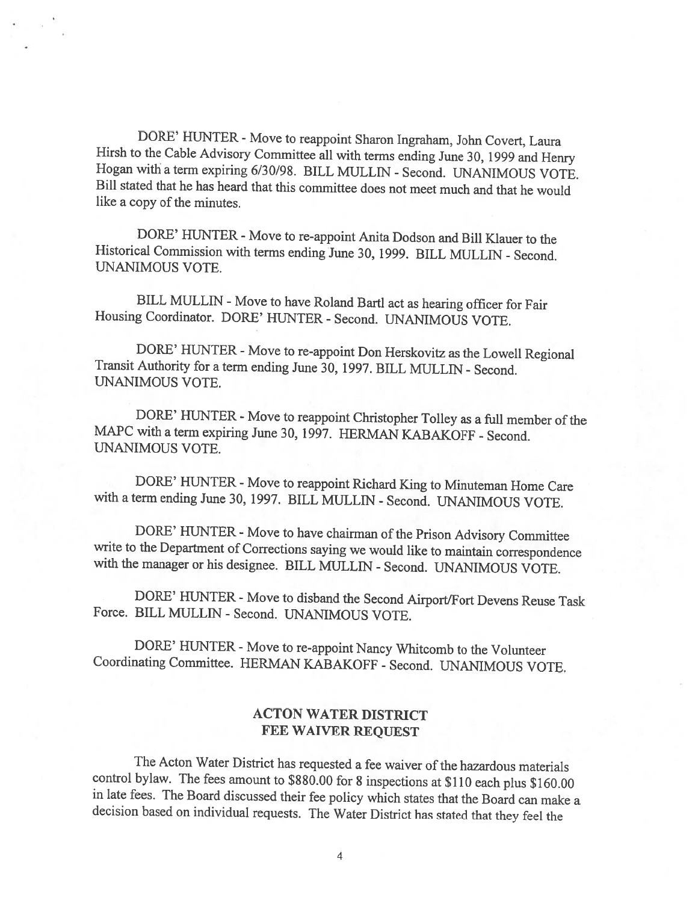DORE' HUNTER - Move to reappoint Sharon Ingraham, John Covert, Laura Hirsh to the Cable Advisory Committee all with terms ending June 30, 1999 and Henry Hogan with a term expiring 6/30/98. BILL MULLIN - Second. UNANIMOUS VOTE. Bill stated that he has heard that this committee does not meet much and that he would like a copy of the minutes.

DORE' HUNTER - Move to re-appoint Anita Dodson and Bill Klauer to the Historical Commission with terms ending June 30, 1999. BILL MULLIN - Second. UNANIMOUS VOTE.

BILL MULLIN - Move to have Roland Bartl act as hearing officer for Fair Housing Coordinator. DORE' HUNTER - Second. UNANIMOUS VOTE.

DORE' HUNTER - Move to re-appoint Don Herskovitz as the Lowell Regional Transit Authority for a term ending June 30, 1997. BILL MULLIN - Second. UNANIMOUS VOTE.

DORE' HUNTER - Move to reappoint Christopher Tolley as a full member of the MAPC with a term expiring June 30, 1997. HERMAN KABAKOFF - Second. UNANIMOUS VOTE.

DORE' HUNTER - Move to reappoint Richard King to Minuteman Home Care with a term ending June 30, 1997. BILL MULLIN - Second. UNANIMOUS VOTE.

DORE' HUNTER - Move to have chairman of the Prison Advisory Committee write to the Department of Corrections saying we would like to maintain correspondence with the manager or his designee. BILL MULLIN - Second. UNANIMOUS VOTE.

DORE' HUNTER - Move to disband the Second Airport/Fort Devens Reuse Task Force. BILL MULLIN - Second. UNANIMOUS VOTE.

DORE' HUNTER - Move to re-appoint Nancy Whitcomb to the Volunteer Coordinating Committee. HERMAN KABAKOFF - Second. UNANIMOUS VOTE.

## ACTON WATER DISTRICT FEE WAIVER REQUEST

The Acton Water District has requested a fee waiver of the hazardous materials control bylaw. The fees amount to $880.00 for 8 inspections at $110 each plus $160.00 in late fees. The Board discussed their fee policy which states that the Board can make a decision based on individual requests. The Water District has stated that they feel the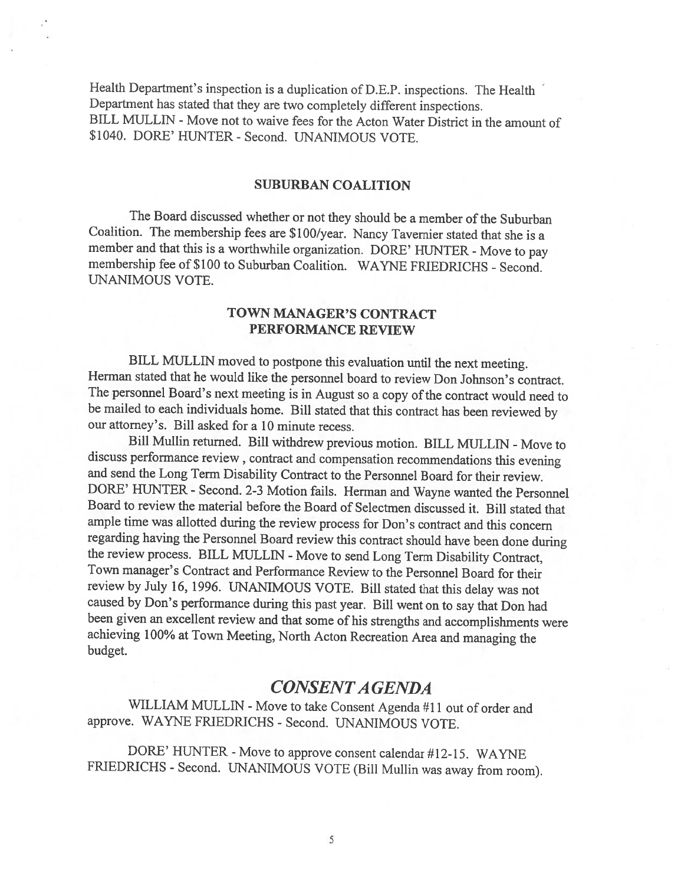Health Department's inspection is a duplication of D.E.P. inspections. The Health Department has stated that they are two completely different inspections.
BILL MULLIN - Move not to waive fees for the Acton Water District in the amount of $1040. DORE' HUNTER - Second. UNANIMOUS VOTE.

## SUBURBAN COALITION

The Board discussed whether or not they should be a member of the Suburban Coalition. The membership fees are $100/year. Nancy Tavernier stated that she is a member and that this is a worthwhile organization. DORE' HUNTER - Move to pay membership fee of $100 to Suburban Coalition. WAYNE FRIEDRICHS - Second. UNANIMOUS VOTE.

## TOWN MANAGER'S CONTRACT PERFORMANCE REVIEW

BILL MULLIN moved to postpone this evaluation until the next meeting. Herman stated that he would like the personnel board to review Don Johnson's contract. The personnel Board's next meeting is in August so a copy of the contract would need to be mailed to each individuals home. Bill stated that this contract has been reviewed by our attorney's. Bill asked for a 10 minute recess.

Bill Mullin returned. Bill withdrew previous motion. BILL MULLIN - Move to discuss performance review , contract and compensation recommendations this evening and send the Long Term Disability Contract to the Personnel Board for their review. DORE' HUNTER - Second. 2-3 Motion fails. Herman and Wayne wanted the Personnel Board to review the material before the Board of Selectmen discussed it. Bill stated that ample time was allotted during the review process for Don's contract and this concern regarding having the Personnel Board review this contract should have been done during the review process. BILL MULLIN - Move to send Long Term Disability Contract, Town manager's Contract and Performance Review to the Personnel Board for their review by July 16, 1996. UNANIMOUS VOTE. Bill stated that this delay was not caused by Don's performance during this past year. Bill went on to say that Don had been given an excellent review and that some of his strengths and accomplishments were achieving 100% at Town Meeting, North Acton Recreation Area and managing the budget.

## *CONSENT AGENDA*

WILLIAM MULLIN - Move to take Consent Agenda #11 out of order and approve. WAYNE FRIEDRICHS - Second. UNANIMOUS VOTE.

DORE' HUNTER - Move to approve consent calendar #12-15. WAYNE FRIEDRICHS - Second. UNANIMOUS VOTE (Bill Mullin was away from room).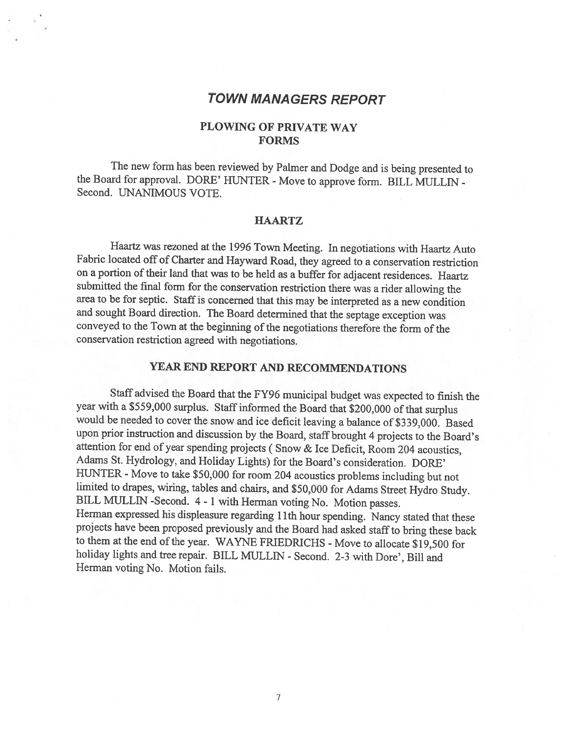## *TOWN MANAGERS REPORT*

### PLOWING OF PRIVATE WAY FORMS

The new form has been reviewed by Palmer and Dodge and is being presented to the Board for approval. DORE' HUNTER - Move to approve form. BILL MULLIN - Second. UNANIMOUS VOTE.

### HAARTZ

Haartz was rezoned at the 1996 Town Meeting. In negotiations with Haartz Auto Fabric located off of Charter and Hayward Road, they agreed to a conservation restriction on a portion of their land that was to be held as a buffer for adjacent residences. Haartz submitted the final form for the conservation restriction there was a rider allowing the area to be for septic. Staff is concerned that this may be interpreted as a new condition and sought Board direction. The Board determined that the septage exception was conveyed to the Town at the beginning of the negotiations therefore the form of the conservation restriction agreed with negotiations.

### YEAR END REPORT AND RECOMMENDATIONS

Staff advised the Board that the FY96 municipal budget was expected to finish the year with a $559,000 surplus. Staff informed the Board that $200,000 of that surplus would be needed to cover the snow and ice deficit leaving a balance of $339,000. Based upon prior instruction and discussion by the Board, staff brought 4 projects to the Board's attention for end of year spending projects ( Snow & Ice Deficit, Room 204 acoustics, Adams St. Hydrology, and Holiday Lights) for the Board's consideration. DORE' HUNTER - Move to take $50,000 for room 204 acoustics problems including but not limited to drapes, wiring, tables and chairs, and $50,000 for Adams Street Hydro Study. BILL MULLIN -Second. 4 - 1 with Herman voting No. Motion passes.
Herman expressed his displeasure regarding 11th hour spending. Nancy stated that these projects have been proposed previously and the Board had asked staff to bring these back to them at the end of the year. WAYNE FRIEDRICHS - Move to allocate $19,500 for holiday lights and tree repair. BILL MULLIN - Second. 2-3 with Dore', Bill and Herman voting No. Motion fails.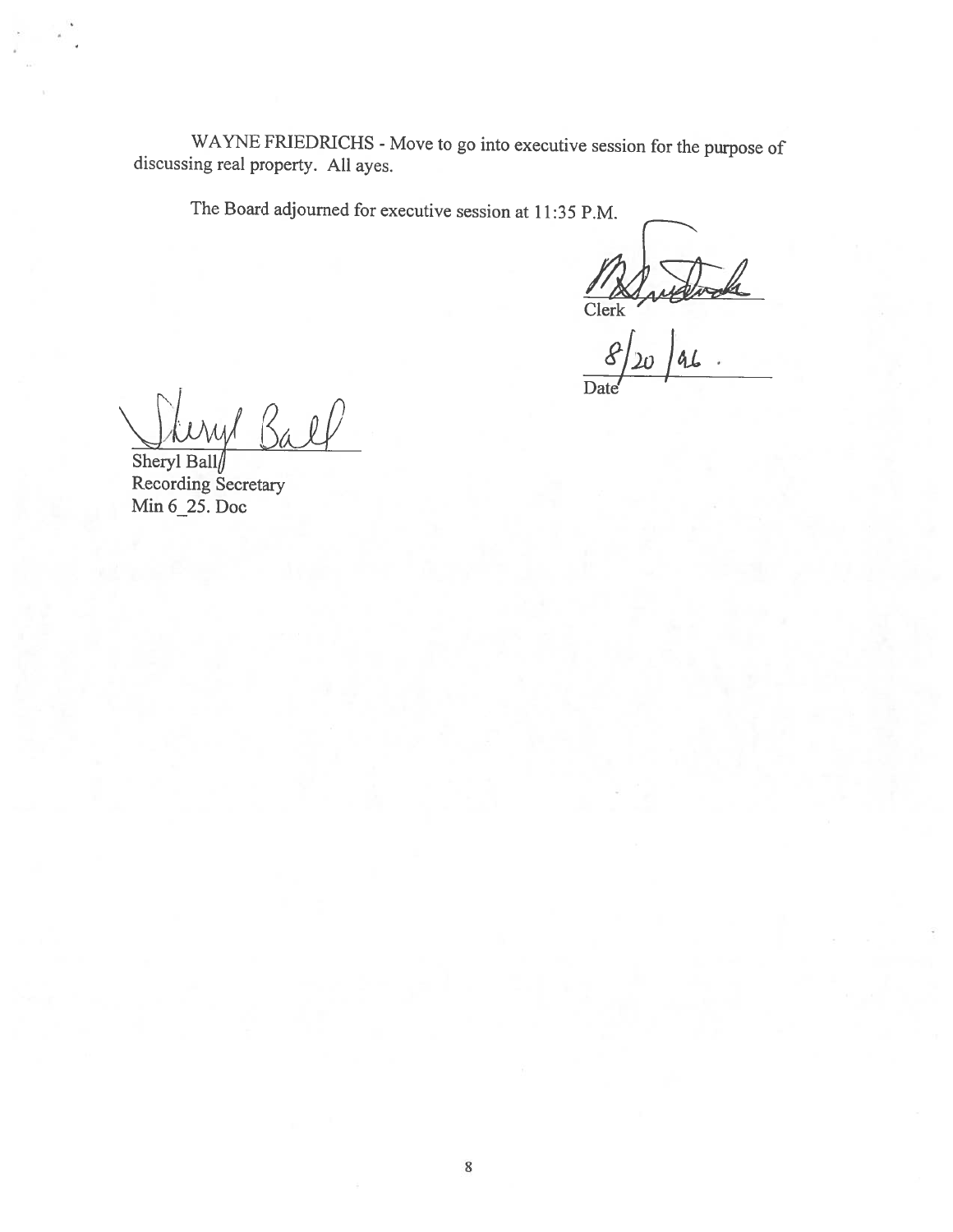WAYNE FRIEDRICHS - Move to go into executive session for the purpose of discussing real property. All ayes.

The Board adjourned for executive session at 11:35 P.M.

Clerk

8/20/96.

Date

Sheryl Ball
Recording Secretary
Min 6_25. Doc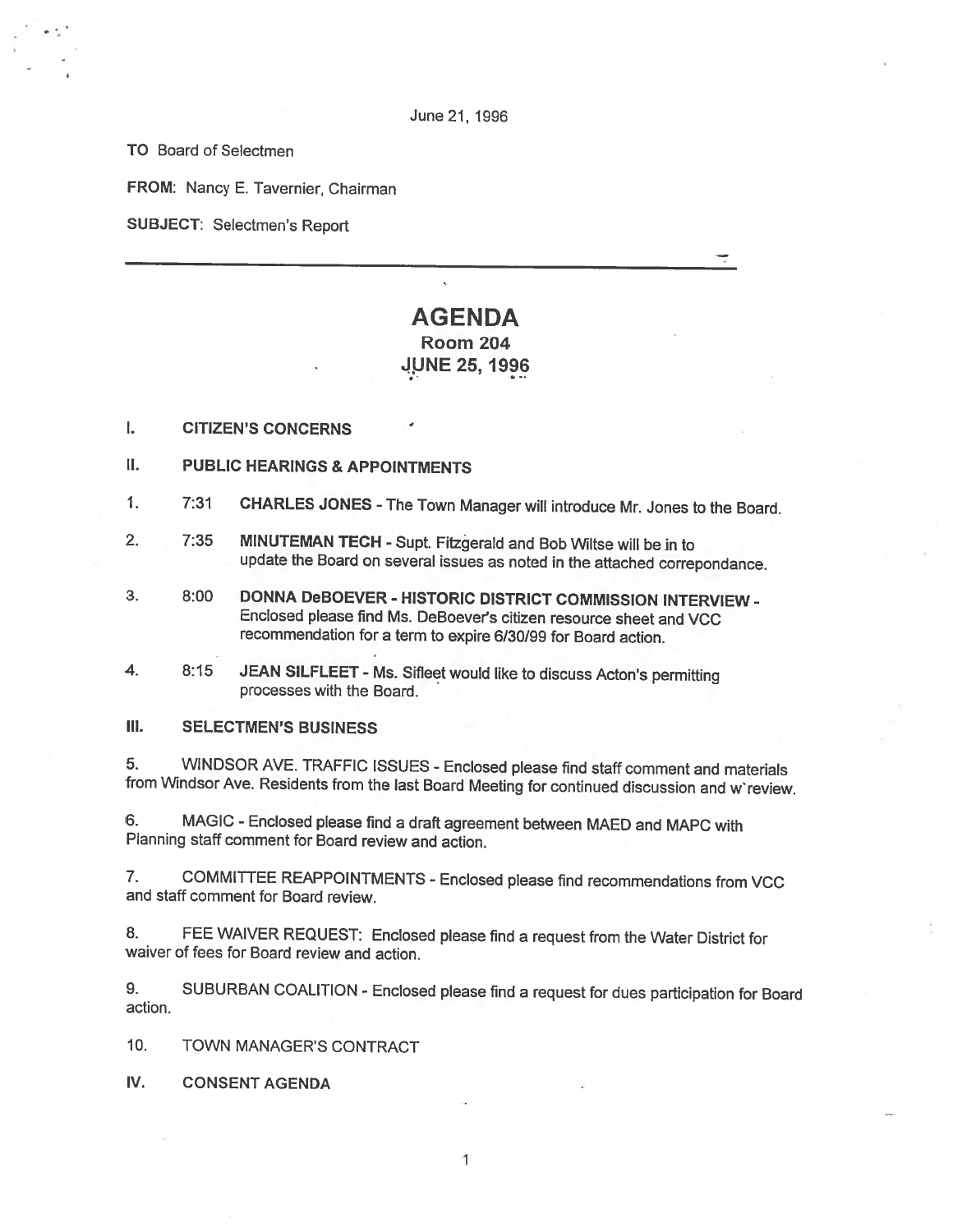June 21, 1996

**TO** Board of Selectmen

**FROM:** Nancy E. Tavernier, Chairman

**SUBJECT:** Selectmen's Report

---

# AGENDA

## Room 204

## JUNE 25, 1996

**I. CITIZEN'S CONCERNS**

**II. PUBLIC HEARINGS & APPOINTMENTS**

1. 7:31 **CHARLES JONES** - The Town Manager will introduce Mr. Jones to the Board.

2. 7:35 **MINUTEMAN TECH** - Supt. Fitzgerald and Bob Wiltse will be in to update the Board on several issues as noted in the attached correpondance.

3. 8:00 **DONNA DeBOEVER - HISTORIC DISTRICT COMMISSION INTERVIEW** - Enclosed please find Ms. DeBoever's citizen resource sheet and VCC recommendation for a term to expire 6/30/99 for Board action.

4. 8:15 **JEAN SILFLEET** - Ms. Sifleet would like to discuss Acton's permitting processes with the Board.

**III. SELECTMEN'S BUSINESS**

5. WINDSOR AVE. TRAFFIC ISSUES - Enclosed please find staff comment and materials from Windsor Ave. Residents from the last Board Meeting for continued discussion and w`review.

6. MAGIC - Enclosed please find a draft agreement between MAED and MAPC with Planning staff comment for Board review and action.

7. COMMITTEE REAPPOINTMENTS - Enclosed please find recommendations from VCC and staff comment for Board review.

8. FEE WAIVER REQUEST: Enclosed please find a request from the Water District for waiver of fees for Board review and action.

9. SUBURBAN COALITION - Enclosed please find a request for dues participation for Board action.

10. TOWN MANAGER'S CONTRACT

**IV. CONSENT AGENDA**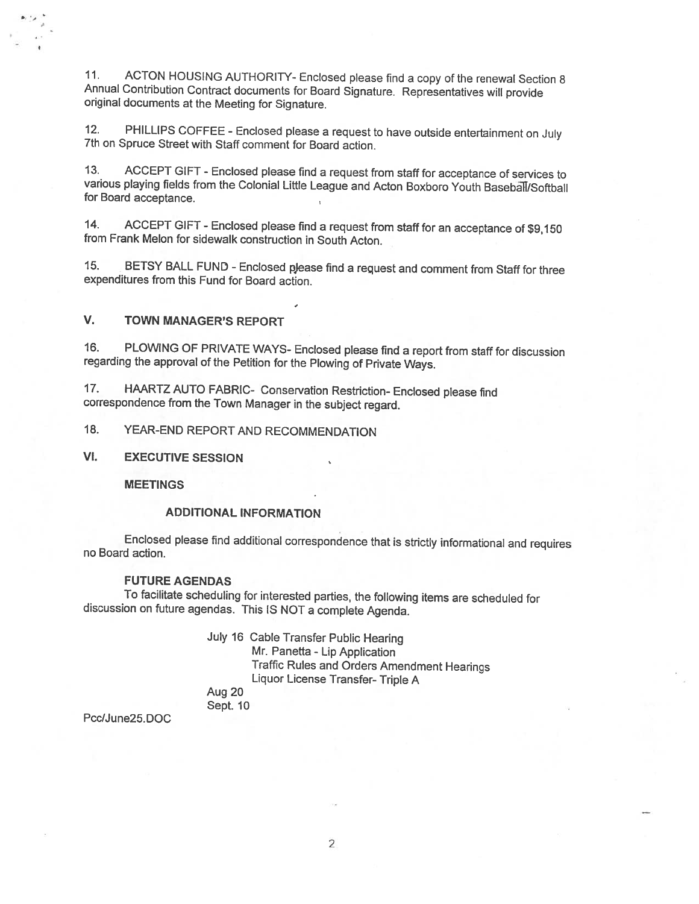11. ACTON HOUSING AUTHORITY- Enclosed please find a copy of the renewal Section 8 Annual Contribution Contract documents for Board Signature. Representatives will provide original documents at the Meeting for Signature.

12. PHILLIPS COFFEE - Enclosed please a request to have outside entertainment on July 7th on Spruce Street with Staff comment for Board action.

13. ACCEPT GIFT - Enclosed please find a request from staff for acceptance of services to various playing fields from the Colonial Little League and Acton Boxboro Youth Baseball/Softball for Board acceptance.

14. ACCEPT GIFT - Enclosed please find a request from staff for an acceptance of $9,150 from Frank Melon for sidewalk construction in South Acton.

15. BETSY BALL FUND - Enclosed please find a request and comment from Staff for three expenditures from this Fund for Board action.

## V. TOWN MANAGER'S REPORT

16. PLOWING OF PRIVATE WAYS- Enclosed please find a report from staff for discussion regarding the approval of the Petition for the Plowing of Private Ways.

17. HAARTZ AUTO FABRIC- Conservation Restriction- Enclosed please find correspondence from the Town Manager in the subject regard.

18. YEAR-END REPORT AND RECOMMENDATION

## VI. EXECUTIVE SESSION

**MEETINGS**

**ADDITIONAL INFORMATION**

Enclosed please find additional correspondence that is strictly informational and requires no Board action.

**FUTURE AGENDAS**

To facilitate scheduling for interested parties, the following items are scheduled for discussion on future agendas. This IS NOT a complete Agenda.

July 16 Cable Transfer Public Hearing
Mr. Panetta - Lip Application
Traffic Rules and Orders Amendment Hearings
Liquor License Transfer- Triple A
Aug 20
Sept. 10

Pcc/June25.DOC